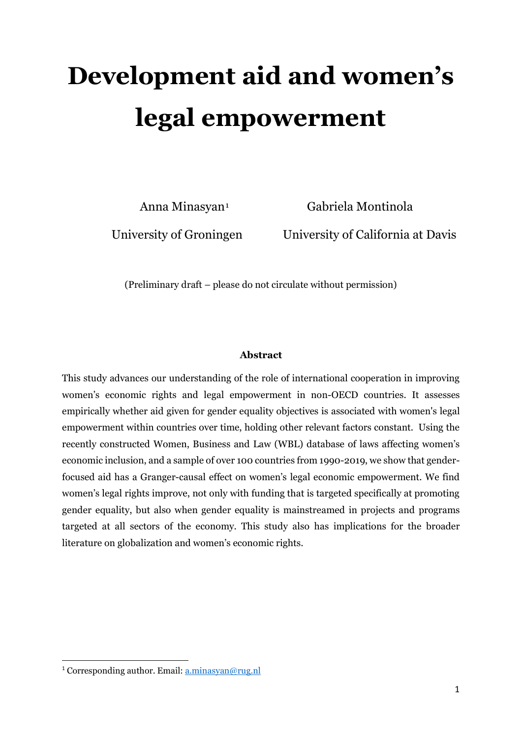# Development aid and women's legal empowerment

Anna Minasyan[1]  
University of Groningen

Gabriela Montinola  
University of California at Davis

(Preliminary draft – please do not circulate without permission)

**Abstract**

This study advances our understanding of the role of international cooperation in improving women's economic rights and legal empowerment in non-OECD countries. It assesses empirically whether aid given for gender equality objectives is associated with women's legal empowerment within countries over time, holding other relevant factors constant. Using the recently constructed Women, Business and Law (WBL) database of laws affecting women's economic inclusion, and a sample of over 100 countries from 1990-2019, we show that gender-focused aid has a Granger-causal effect on women's legal economic empowerment. We find women's legal rights improve, not only with funding that is targeted specifically at promoting gender equality, but also when gender equality is mainstreamed in projects and programs targeted at all sectors of the economy. This study also has implications for the broader literature on globalization and women's economic rights.

[1] Corresponding author. Email: a.minasyan@rug.nl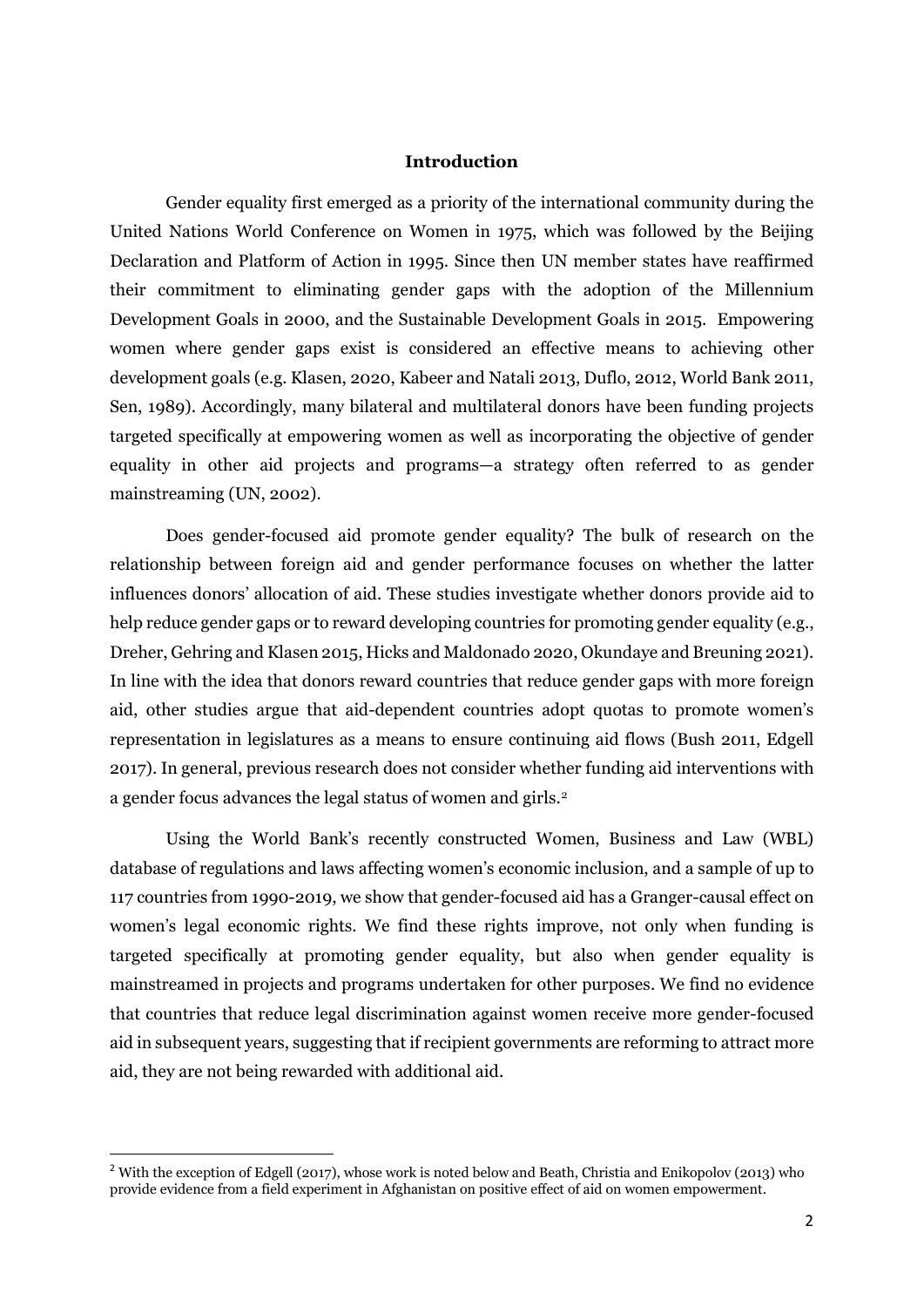## Introduction

Gender equality first emerged as a priority of the international community during the United Nations World Conference on Women in 1975, which was followed by the Beijing Declaration and Platform of Action in 1995. Since then UN member states have reaffirmed their commitment to eliminating gender gaps with the adoption of the Millennium Development Goals in 2000, and the Sustainable Development Goals in 2015. Empowering women where gender gaps exist is considered an effective means to achieving other development goals (e.g. Klasen, 2020, Kabeer and Natali 2013, Duflo, 2012, World Bank 2011, Sen, 1989). Accordingly, many bilateral and multilateral donors have been funding projects targeted specifically at empowering women as well as incorporating the objective of gender equality in other aid projects and programs—a strategy often referred to as gender mainstreaming (UN, 2002).

Does gender-focused aid promote gender equality? The bulk of research on the relationship between foreign aid and gender performance focuses on whether the latter influences donors' allocation of aid. These studies investigate whether donors provide aid to help reduce gender gaps or to reward developing countries for promoting gender equality (e.g., Dreher, Gehring and Klasen 2015, Hicks and Maldonado 2020, Okundaye and Breuning 2021). In line with the idea that donors reward countries that reduce gender gaps with more foreign aid, other studies argue that aid-dependent countries adopt quotas to promote women's representation in legislatures as a means to ensure continuing aid flows (Bush 2011, Edgell 2017). In general, previous research does not consider whether funding aid interventions with a gender focus advances the legal status of women and girls.[2]

Using the World Bank's recently constructed Women, Business and Law (WBL) database of regulations and laws affecting women's economic inclusion, and a sample of up to 117 countries from 1990-2019, we show that gender-focused aid has a Granger-causal effect on women's legal economic rights. We find these rights improve, not only when funding is targeted specifically at promoting gender equality, but also when gender equality is mainstreamed in projects and programs undertaken for other purposes. We find no evidence that countries that reduce legal discrimination against women receive more gender-focused aid in subsequent years, suggesting that if recipient governments are reforming to attract more aid, they are not being rewarded with additional aid.

[2] With the exception of Edgell (2017), whose work is noted below and Beath, Christia and Enikopolov (2013) who provide evidence from a field experiment in Afghanistan on positive effect of aid on women empowerment.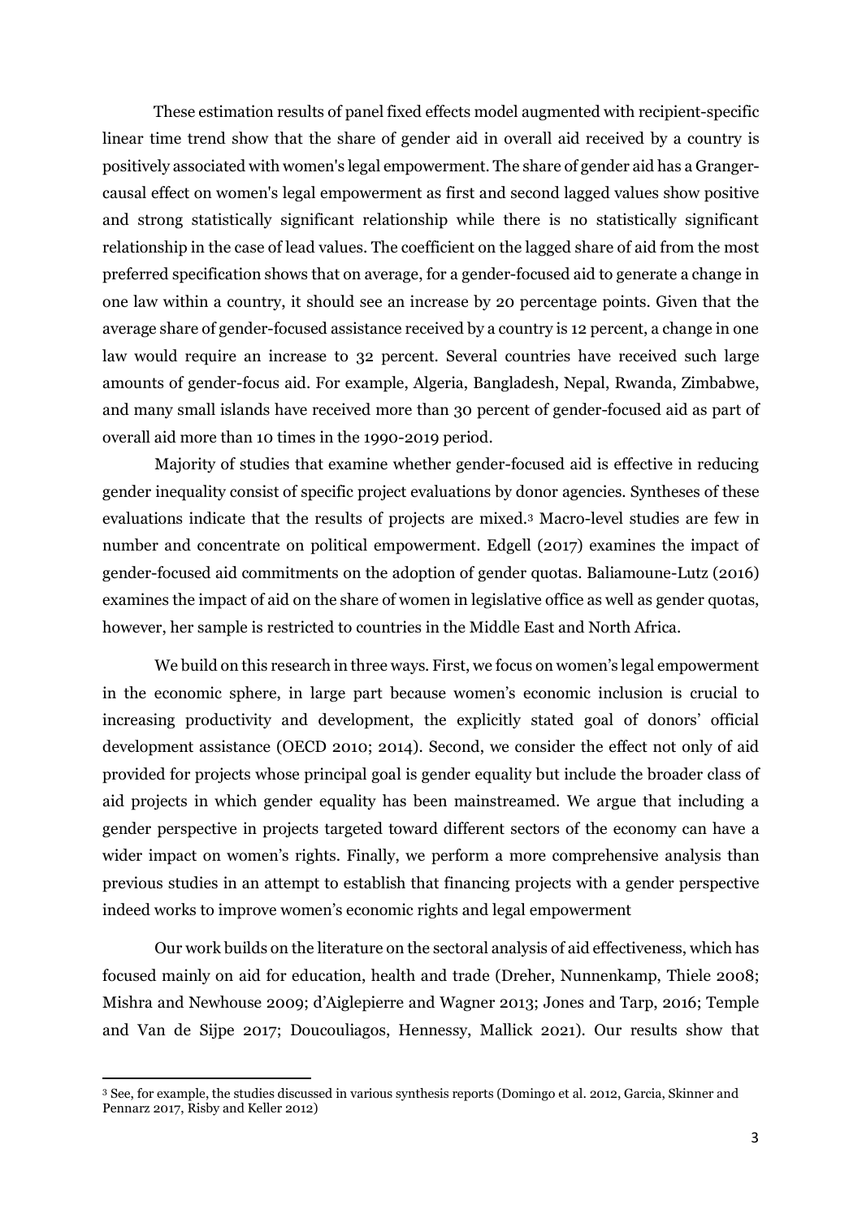These estimation results of panel fixed effects model augmented with recipient-specific linear time trend show that the share of gender aid in overall aid received by a country is positively associated with women's legal empowerment. The share of gender aid has a Granger-causal effect on women's legal empowerment as first and second lagged values show positive and strong statistically significant relationship while there is no statistically significant relationship in the case of lead values. The coefficient on the lagged share of aid from the most preferred specification shows that on average, for a gender-focused aid to generate a change in one law within a country, it should see an increase by 20 percentage points. Given that the average share of gender-focused assistance received by a country is 12 percent, a change in one law would require an increase to 32 percent. Several countries have received such large amounts of gender-focus aid. For example, Algeria, Bangladesh, Nepal, Rwanda, Zimbabwe, and many small islands have received more than 30 percent of gender-focused aid as part of overall aid more than 10 times in the 1990-2019 period.

Majority of studies that examine whether gender-focused aid is effective in reducing gender inequality consist of specific project evaluations by donor agencies. Syntheses of these evaluations indicate that the results of projects are mixed.[3] Macro-level studies are few in number and concentrate on political empowerment. Edgell (2017) examines the impact of gender-focused aid commitments on the adoption of gender quotas. Baliamoune-Lutz (2016) examines the impact of aid on the share of women in legislative office as well as gender quotas, however, her sample is restricted to countries in the Middle East and North Africa.

We build on this research in three ways. First, we focus on women's legal empowerment in the economic sphere, in large part because women's economic inclusion is crucial to increasing productivity and development, the explicitly stated goal of donors' official development assistance (OECD 2010; 2014). Second, we consider the effect not only of aid provided for projects whose principal goal is gender equality but include the broader class of aid projects in which gender equality has been mainstreamed. We argue that including a gender perspective in projects targeted toward different sectors of the economy can have a wider impact on women's rights. Finally, we perform a more comprehensive analysis than previous studies in an attempt to establish that financing projects with a gender perspective indeed works to improve women's economic rights and legal empowerment

Our work builds on the literature on the sectoral analysis of aid effectiveness, which has focused mainly on aid for education, health and trade (Dreher, Nunnenkamp, Thiele 2008; Mishra and Newhouse 2009; d'Aiglepierre and Wagner 2013; Jones and Tarp, 2016; Temple and Van de Sijpe 2017; Doucouliagos, Hennessy, Mallick 2021). Our results show that

[3] See, for example, the studies discussed in various synthesis reports (Domingo et al. 2012, Garcia, Skinner and Pennarz 2017, Risby and Keller 2012)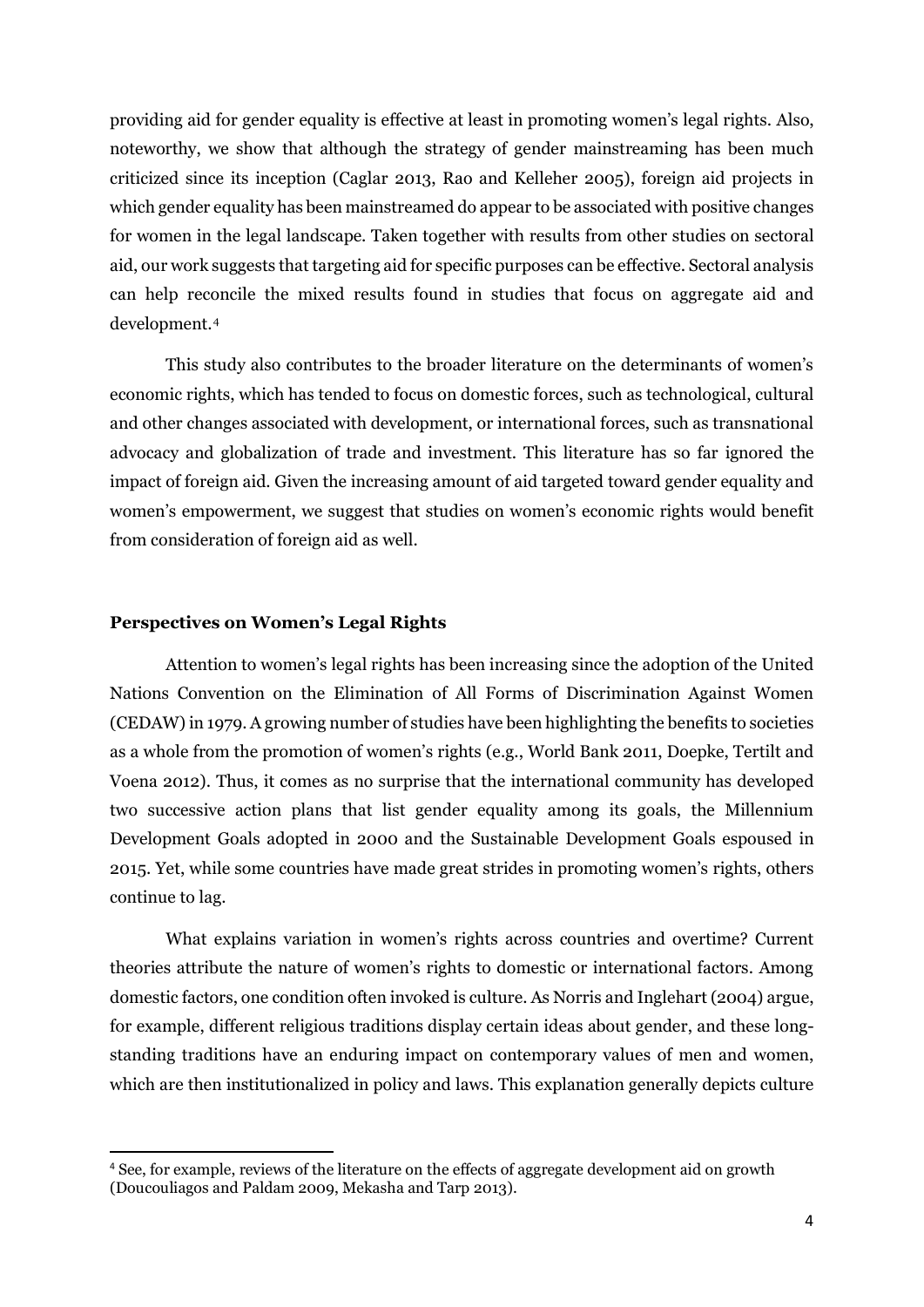providing aid for gender equality is effective at least in promoting women's legal rights. Also, noteworthy, we show that although the strategy of gender mainstreaming has been much criticized since its inception (Caglar 2013, Rao and Kelleher 2005), foreign aid projects in which gender equality has been mainstreamed do appear to be associated with positive changes for women in the legal landscape. Taken together with results from other studies on sectoral aid, our work suggests that targeting aid for specific purposes can be effective. Sectoral analysis can help reconcile the mixed results found in studies that focus on aggregate aid and development.[4]

This study also contributes to the broader literature on the determinants of women's economic rights, which has tended to focus on domestic forces, such as technological, cultural and other changes associated with development, or international forces, such as transnational advocacy and globalization of trade and investment. This literature has so far ignored the impact of foreign aid. Given the increasing amount of aid targeted toward gender equality and women's empowerment, we suggest that studies on women's economic rights would benefit from consideration of foreign aid as well.

## Perspectives on Women's Legal Rights

Attention to women's legal rights has been increasing since the adoption of the United Nations Convention on the Elimination of All Forms of Discrimination Against Women (CEDAW) in 1979. A growing number of studies have been highlighting the benefits to societies as a whole from the promotion of women's rights (e.g., World Bank 2011, Doepke, Tertilt and Voena 2012). Thus, it comes as no surprise that the international community has developed two successive action plans that list gender equality among its goals, the Millennium Development Goals adopted in 2000 and the Sustainable Development Goals espoused in 2015. Yet, while some countries have made great strides in promoting women's rights, others continue to lag.

What explains variation in women's rights across countries and overtime? Current theories attribute the nature of women's rights to domestic or international factors. Among domestic factors, one condition often invoked is culture. As Norris and Inglehart (2004) argue, for example, different religious traditions display certain ideas about gender, and these long-standing traditions have an enduring impact on contemporary values of men and women, which are then institutionalized in policy and laws. This explanation generally depicts culture

[4] See, for example, reviews of the literature on the effects of aggregate development aid on growth (Doucouliagos and Paldam 2009, Mekasha and Tarp 2013).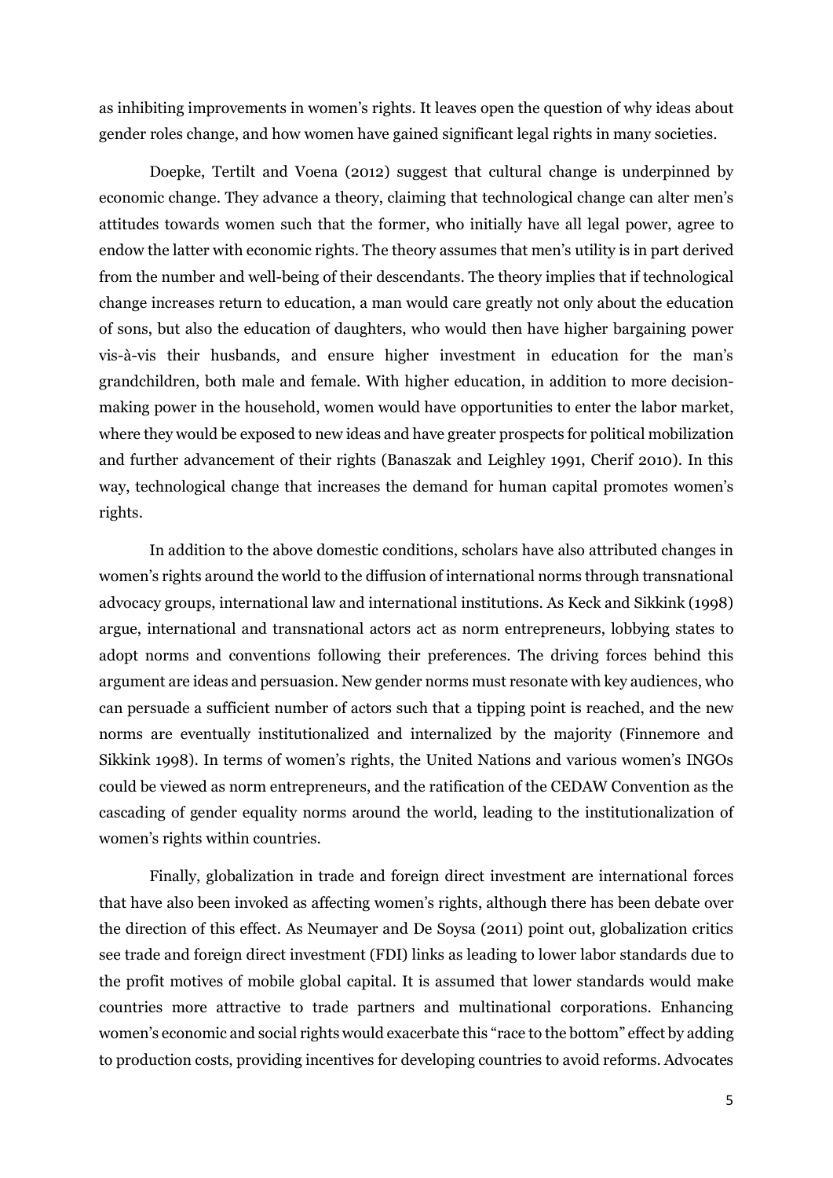as inhibiting improvements in women's rights. It leaves open the question of why ideas about gender roles change, and how women have gained significant legal rights in many societies.

Doepke, Tertilt and Voena (2012) suggest that cultural change is underpinned by economic change. They advance a theory, claiming that technological change can alter men's attitudes towards women such that the former, who initially have all legal power, agree to endow the latter with economic rights. The theory assumes that men's utility is in part derived from the number and well-being of their descendants. The theory implies that if technological change increases return to education, a man would care greatly not only about the education of sons, but also the education of daughters, who would then have higher bargaining power vis-à-vis their husbands, and ensure higher investment in education for the man's grandchildren, both male and female. With higher education, in addition to more decision-making power in the household, women would have opportunities to enter the labor market, where they would be exposed to new ideas and have greater prospects for political mobilization and further advancement of their rights (Banaszak and Leighley 1991, Cherif 2010). In this way, technological change that increases the demand for human capital promotes women's rights.

In addition to the above domestic conditions, scholars have also attributed changes in women's rights around the world to the diffusion of international norms through transnational advocacy groups, international law and international institutions. As Keck and Sikkink (1998) argue, international and transnational actors act as norm entrepreneurs, lobbying states to adopt norms and conventions following their preferences. The driving forces behind this argument are ideas and persuasion. New gender norms must resonate with key audiences, who can persuade a sufficient number of actors such that a tipping point is reached, and the new norms are eventually institutionalized and internalized by the majority (Finnemore and Sikkink 1998). In terms of women's rights, the United Nations and various women's INGOs could be viewed as norm entrepreneurs, and the ratification of the CEDAW Convention as the cascading of gender equality norms around the world, leading to the institutionalization of women's rights within countries.

Finally, globalization in trade and foreign direct investment are international forces that have also been invoked as affecting women's rights, although there has been debate over the direction of this effect. As Neumayer and De Soysa (2011) point out, globalization critics see trade and foreign direct investment (FDI) links as leading to lower labor standards due to the profit motives of mobile global capital. It is assumed that lower standards would make countries more attractive to trade partners and multinational corporations. Enhancing women's economic and social rights would exacerbate this "race to the bottom" effect by adding to production costs, providing incentives for developing countries to avoid reforms. Advocates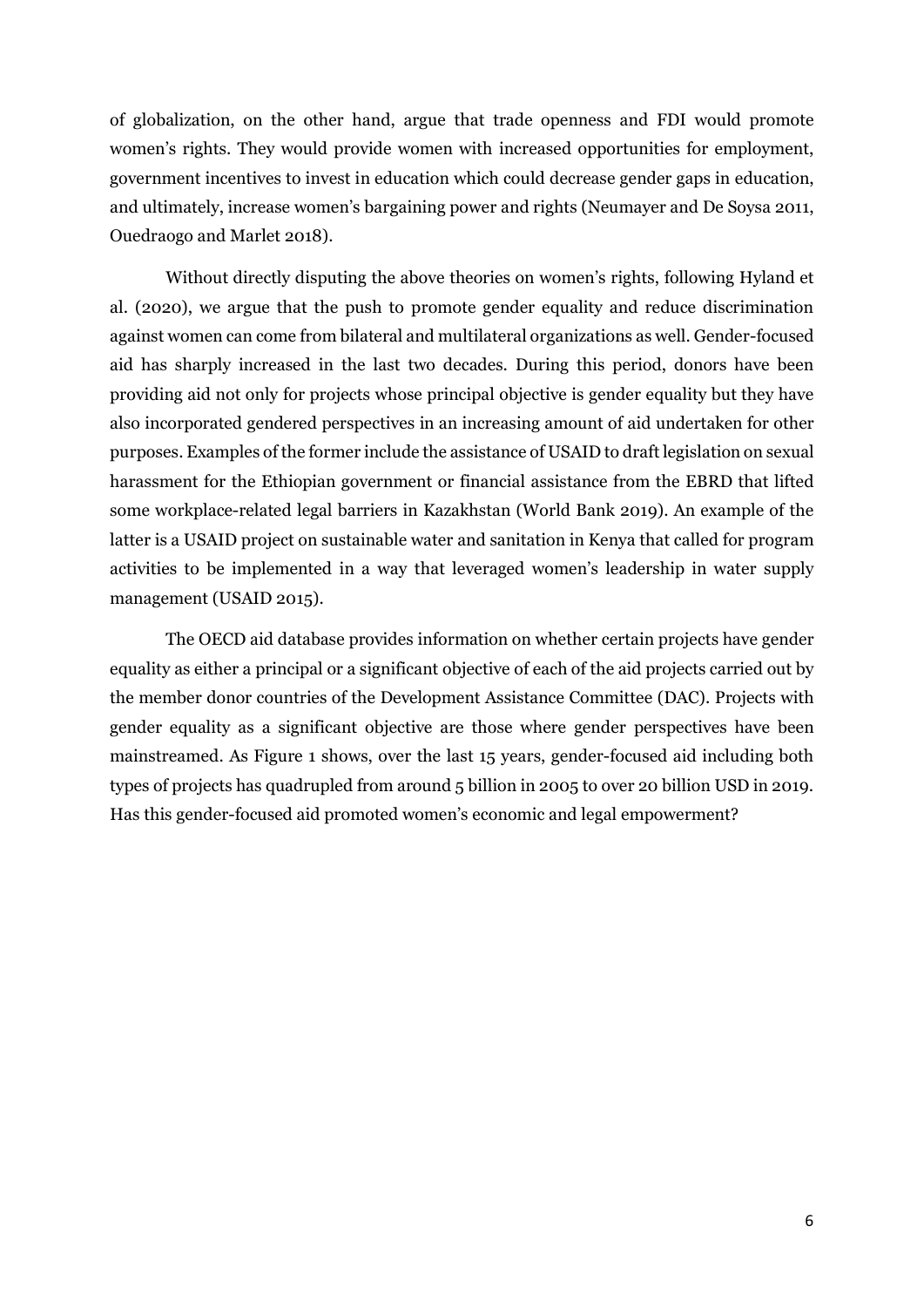of globalization, on the other hand, argue that trade openness and FDI would promote women's rights. They would provide women with increased opportunities for employment, government incentives to invest in education which could decrease gender gaps in education, and ultimately, increase women's bargaining power and rights (Neumayer and De Soysa 2011, Ouedraogo and Marlet 2018).

Without directly disputing the above theories on women's rights, following Hyland et al. (2020), we argue that the push to promote gender equality and reduce discrimination against women can come from bilateral and multilateral organizations as well. Gender-focused aid has sharply increased in the last two decades. During this period, donors have been providing aid not only for projects whose principal objective is gender equality but they have also incorporated gendered perspectives in an increasing amount of aid undertaken for other purposes. Examples of the former include the assistance of USAID to draft legislation on sexual harassment for the Ethiopian government or financial assistance from the EBRD that lifted some workplace-related legal barriers in Kazakhstan (World Bank 2019). An example of the latter is a USAID project on sustainable water and sanitation in Kenya that called for program activities to be implemented in a way that leveraged women's leadership in water supply management (USAID 2015).

The OECD aid database provides information on whether certain projects have gender equality as either a principal or a significant objective of each of the aid projects carried out by the member donor countries of the Development Assistance Committee (DAC). Projects with gender equality as a significant objective are those where gender perspectives have been mainstreamed. As Figure 1 shows, over the last 15 years, gender-focused aid including both types of projects has quadrupled from around 5 billion in 2005 to over 20 billion USD in 2019. Has this gender-focused aid promoted women's economic and legal empowerment?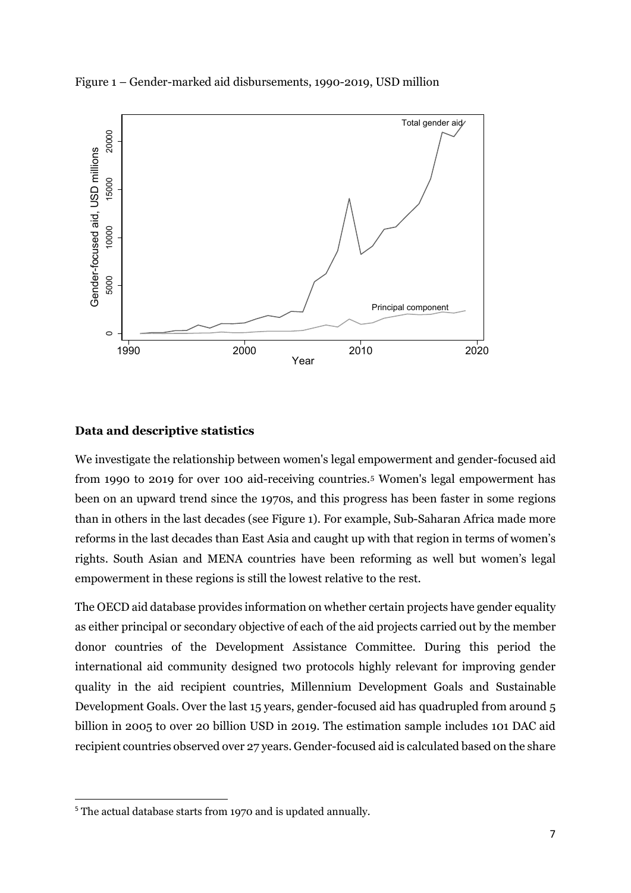Figure 1 – Gender-marked aid disbursements, 1990-2019, USD million

Total gender aid

Principal component

Gender-focused aid, USD millions

0
5000
10000
15000
20000

1990
2000
2010
2020

Year

### Data and descriptive statistics

We investigate the relationship between women's legal empowerment and gender-focused aid from 1990 to 2019 for over 100 aid-receiving countries.[5] Women's legal empowerment has been on an upward trend since the 1970s, and this progress has been faster in some regions than in others in the last decades (see Figure 1). For example, Sub-Saharan Africa made more reforms in the last decades than East Asia and caught up with that region in terms of women's rights. South Asian and MENA countries have been reforming as well but women's legal empowerment in these regions is still the lowest relative to the rest.

The OECD aid database provides information on whether certain projects have gender equality as either principal or secondary objective of each of the aid projects carried out by the member donor countries of the Development Assistance Committee. During this period the international aid community designed two protocols highly relevant for improving gender quality in the aid recipient countries, Millennium Development Goals and Sustainable Development Goals. Over the last 15 years, gender-focused aid has quadrupled from around 5 billion in 2005 to over 20 billion USD in 2019. The estimation sample includes 101 DAC aid recipient countries observed over 27 years. Gender-focused aid is calculated based on the share

[5] The actual database starts from 1970 and is updated annually.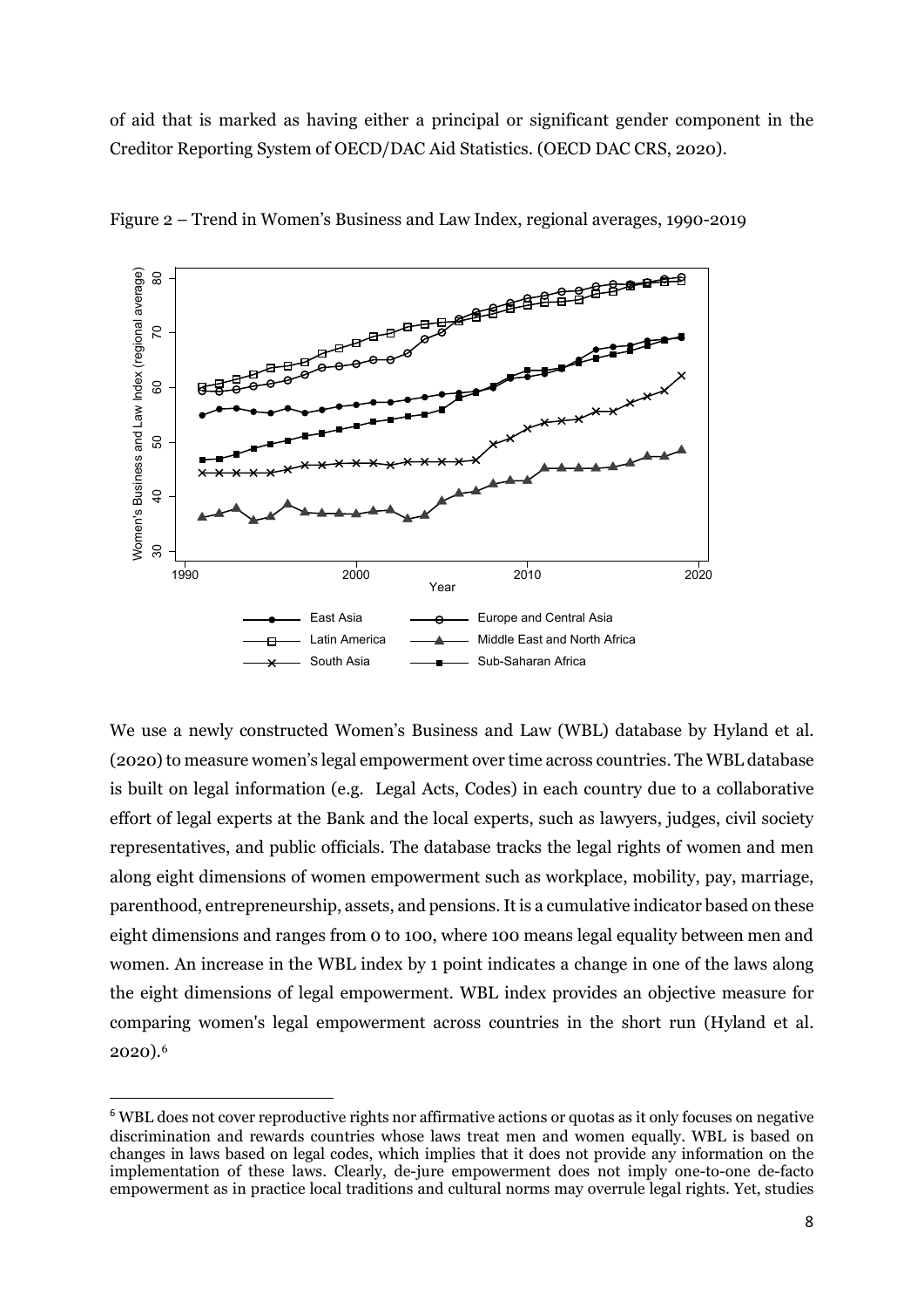of aid that is marked as having either a principal or significant gender component in the Creditor Reporting System of OECD/DAC Aid Statistics. (OECD DAC CRS, 2020).

Figure 2 – Trend in Women's Business and Law Index, regional averages, 1990-2019

Women's Business and Law Index (regional average)

30
40
50
60
70
80

1990
2000
2010
2020

Year

East Asia
Europe and Central Asia
Latin America
Middle East and North Africa
South Asia
Sub-Saharan Africa

We use a newly constructed Women's Business and Law (WBL) database by Hyland et al. (2020) to measure women's legal empowerment over time across countries. The WBL database is built on legal information (e.g. Legal Acts, Codes) in each country due to a collaborative effort of legal experts at the Bank and the local experts, such as lawyers, judges, civil society representatives, and public officials. The database tracks the legal rights of women and men along eight dimensions of women empowerment such as workplace, mobility, pay, marriage, parenthood, entrepreneurship, assets, and pensions. It is a cumulative indicator based on these eight dimensions and ranges from 0 to 100, where 100 means legal equality between men and women. An increase in the WBL index by 1 point indicates a change in one of the laws along the eight dimensions of legal empowerment. WBL index provides an objective measure for comparing women's legal empowerment across countries in the short run (Hyland et al. 2020).[6]

[6] WBL does not cover reproductive rights nor affirmative actions or quotas as it only focuses on negative discrimination and rewards countries whose laws treat men and women equally. WBL is based on changes in laws based on legal codes, which implies that it does not provide any information on the implementation of these laws. Clearly, de-jure empowerment does not imply one-to-one de-facto empowerment as in practice local traditions and cultural norms may overrule legal rights. Yet, studies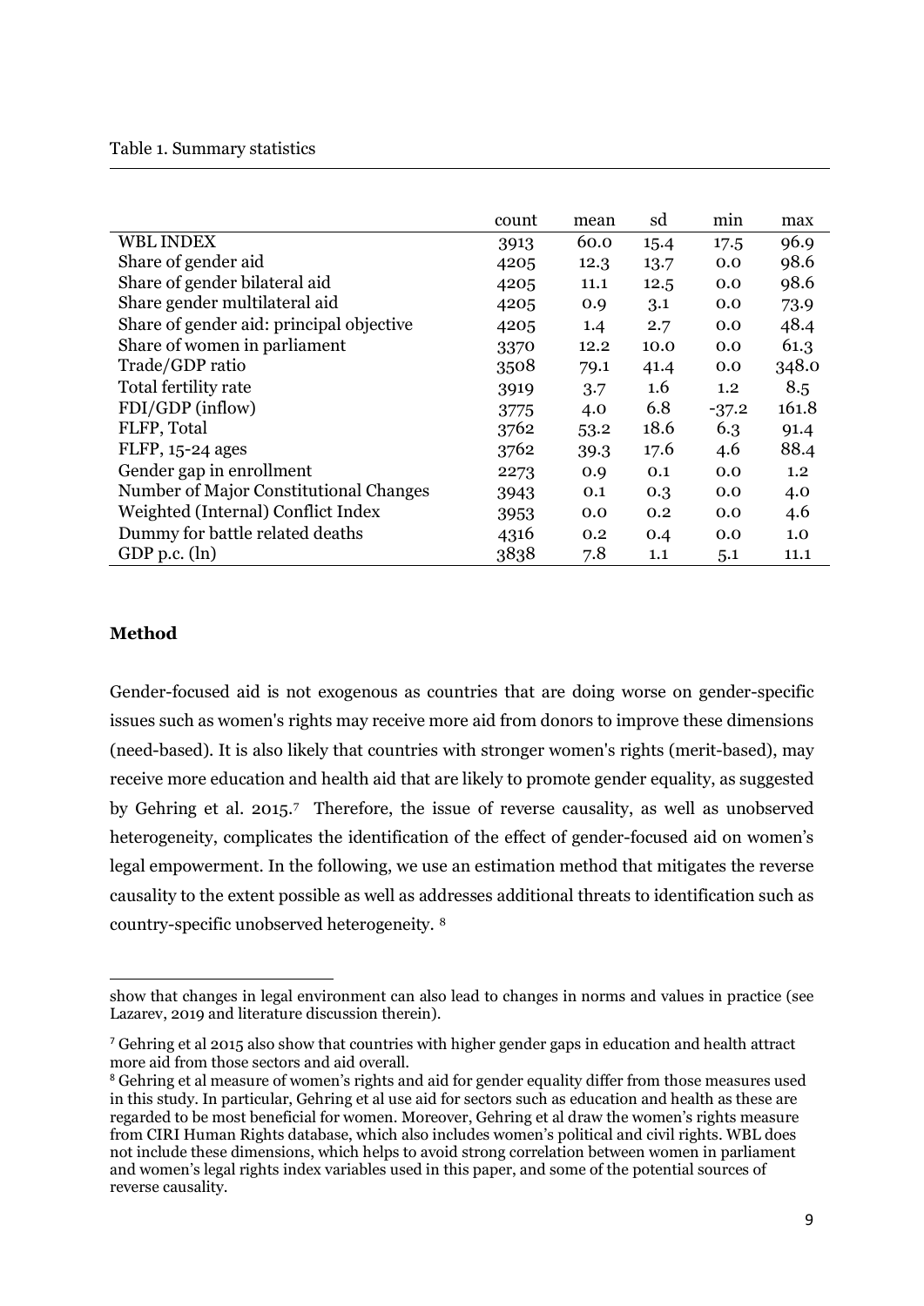Table 1. Summary statistics

| | count | mean | sd | min | max |
|---|---|---|---|---|---|
| WBL INDEX | 3913 | 60.0 | 15.4 | 17.5 | 96.9 |
| Share of gender aid | 4205 | 12.3 | 13.7 | 0.0 | 98.6 |
| Share of gender bilateral aid | 4205 | 11.1 | 12.5 | 0.0 | 98.6 |
| Share gender multilateral aid | 4205 | 0.9 | 3.1 | 0.0 | 73.9 |
| Share of gender aid: principal objective | 4205 | 1.4 | 2.7 | 0.0 | 48.4 |
| Share of women in parliament | 3370 | 12.2 | 10.0 | 0.0 | 61.3 |
| Trade/GDP ratio | 3508 | 79.1 | 41.4 | 0.0 | 348.0 |
| Total fertility rate | 3919 | 3.7 | 1.6 | 1.2 | 8.5 |
| FDI/GDP (inflow) | 3775 | 4.0 | 6.8 | -37.2 | 161.8 |
| FLFP, Total | 3762 | 53.2 | 18.6 | 6.3 | 91.4 |
| FLFP, 15-24 ages | 3762 | 39.3 | 17.6 | 4.6 | 88.4 |
| Gender gap in enrollment | 2273 | 0.9 | 0.1 | 0.0 | 1.2 |
| Number of Major Constitutional Changes | 3943 | 0.1 | 0.3 | 0.0 | 4.0 |
| Weighted (Internal) Conflict Index | 3953 | 0.0 | 0.2 | 0.0 | 4.6 |
| Dummy for battle related deaths | 4316 | 0.2 | 0.4 | 0.0 | 1.0 |
| GDP p.c. (ln) | 3838 | 7.8 | 1.1 | 5.1 | 11.1 |

**Method**

Gender-focused aid is not exogenous as countries that are doing worse on gender-specific issues such as women's rights may receive more aid from donors to improve these dimensions (need-based). It is also likely that countries with stronger women's rights (merit-based), may receive more education and health aid that are likely to promote gender equality, as suggested by Gehring et al. 2015.[7] Therefore, the issue of reverse causality, as well as unobserved heterogeneity, complicates the identification of the effect of gender-focused aid on women's legal empowerment. In the following, we use an estimation method that mitigates the reverse causality to the extent possible as well as addresses additional threats to identification such as country-specific unobserved heterogeneity. [8]

show that changes in legal environment can also lead to changes in norms and values in practice (see Lazarev, 2019 and literature discussion therein).

[7] Gehring et al 2015 also show that countries with higher gender gaps in education and health attract more aid from those sectors and aid overall.

[8] Gehring et al measure of women's rights and aid for gender equality differ from those measures used in this study. In particular, Gehring et al use aid for sectors such as education and health as these are regarded to be most beneficial for women. Moreover, Gehring et al draw the women's rights measure from CIRI Human Rights database, which also includes women's political and civil rights. WBL does not include these dimensions, which helps to avoid strong correlation between women in parliament and women's legal rights index variables used in this paper, and some of the potential sources of reverse causality.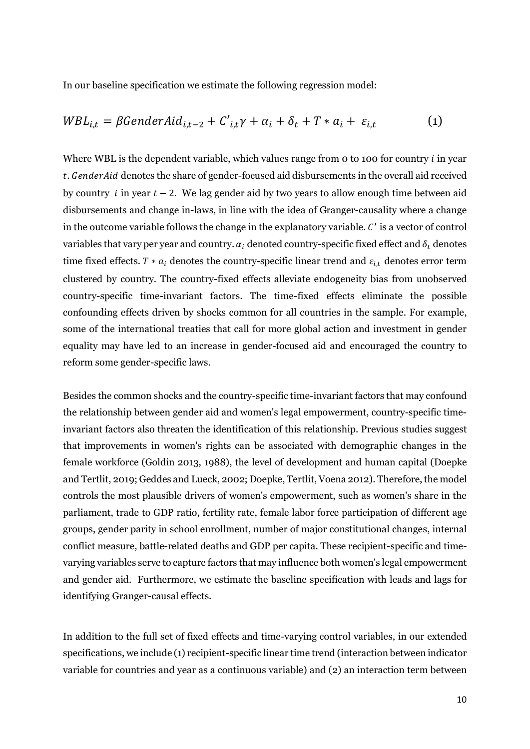In our baseline specification we estimate the following regression model:

$$WBL_{i,t} = \beta GenderAid_{i,t-2} + C'_{i,t}\gamma + \alpha_i + \delta_t + T * a_i + \varepsilon_{i,t} \quad (1)$$

Where WBL is the dependent variable, which values range from 0 to 100 for country $i$ in year $t$. $GenderAid$ denotes the share of gender-focused aid disbursements in the overall aid received by country $i$ in year $t-2$. We lag gender aid by two years to allow enough time between aid disbursements and change in-laws, in line with the idea of Granger-causality where a change in the outcome variable follows the change in the explanatory variable. $C'$ is a vector of control variables that vary per year and country. $\alpha_i$ denoted country-specific fixed effect and $\delta_t$ denotes time fixed effects. $T * a_i$ denotes the country-specific linear trend and $\varepsilon_{i,t}$ denotes error term clustered by country. The country-fixed effects alleviate endogeneity bias from unobserved country-specific time-invariant factors. The time-fixed effects eliminate the possible confounding effects driven by shocks common for all countries in the sample. For example, some of the international treaties that call for more global action and investment in gender equality may have led to an increase in gender-focused aid and encouraged the country to reform some gender-specific laws.

Besides the common shocks and the country-specific time-invariant factors that may confound the relationship between gender aid and women's legal empowerment, country-specific time-invariant factors also threaten the identification of this relationship. Previous studies suggest that improvements in women's rights can be associated with demographic changes in the female workforce (Goldin 2013, 1988), the level of development and human capital (Doepke and Tertlit, 2019; Geddes and Lueck, 2002; Doepke, Tertlit, Voena 2012). Therefore, the model controls the most plausible drivers of women's empowerment, such as women's share in the parliament, trade to GDP ratio, fertility rate, female labor force participation of different age groups, gender parity in school enrollment, number of major constitutional changes, internal conflict measure, battle-related deaths and GDP per capita. These recipient-specific and time-varying variables serve to capture factors that may influence both women's legal empowerment and gender aid. Furthermore, we estimate the baseline specification with leads and lags for identifying Granger-causal effects.

In addition to the full set of fixed effects and time-varying control variables, in our extended specifications, we include (1) recipient-specific linear time trend (interaction between indicator variable for countries and year as a continuous variable) and (2) an interaction term between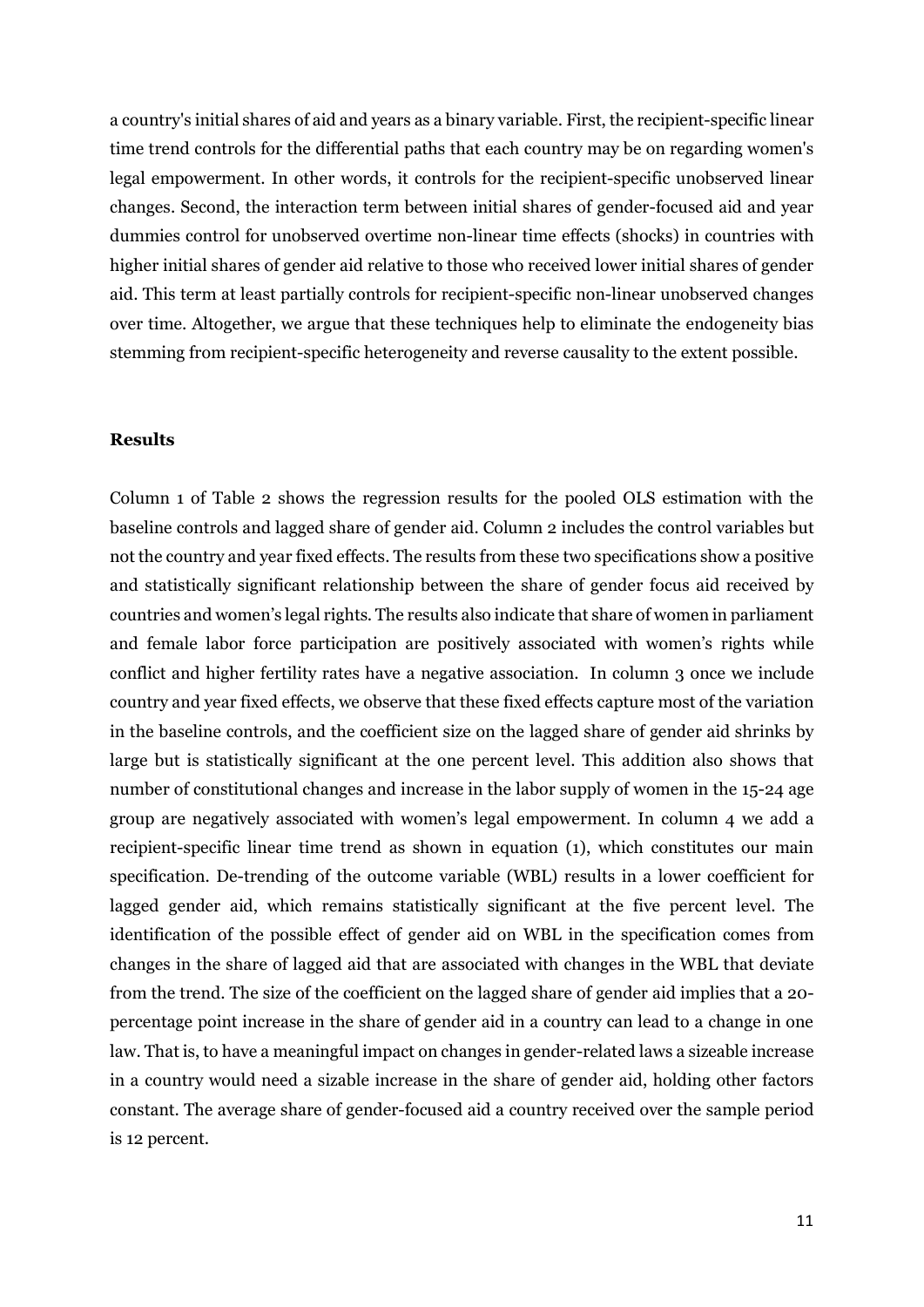a country's initial shares of aid and years as a binary variable. First, the recipient-specific linear time trend controls for the differential paths that each country may be on regarding women's legal empowerment. In other words, it controls for the recipient-specific unobserved linear changes. Second, the interaction term between initial shares of gender-focused aid and year dummies control for unobserved overtime non-linear time effects (shocks) in countries with higher initial shares of gender aid relative to those who received lower initial shares of gender aid. This term at least partially controls for recipient-specific non-linear unobserved changes over time. Altogether, we argue that these techniques help to eliminate the endogeneity bias stemming from recipient-specific heterogeneity and reverse causality to the extent possible.

## Results

Column 1 of Table 2 shows the regression results for the pooled OLS estimation with the baseline controls and lagged share of gender aid. Column 2 includes the control variables but not the country and year fixed effects. The results from these two specifications show a positive and statistically significant relationship between the share of gender focus aid received by countries and women's legal rights. The results also indicate that share of women in parliament and female labor force participation are positively associated with women's rights while conflict and higher fertility rates have a negative association. In column 3 once we include country and year fixed effects, we observe that these fixed effects capture most of the variation in the baseline controls, and the coefficient size on the lagged share of gender aid shrinks by large but is statistically significant at the one percent level. This addition also shows that number of constitutional changes and increase in the labor supply of women in the 15-24 age group are negatively associated with women's legal empowerment. In column 4 we add a recipient-specific linear time trend as shown in equation (1), which constitutes our main specification. De-trending of the outcome variable (WBL) results in a lower coefficient for lagged gender aid, which remains statistically significant at the five percent level. The identification of the possible effect of gender aid on WBL in the specification comes from changes in the share of lagged aid that are associated with changes in the WBL that deviate from the trend. The size of the coefficient on the lagged share of gender aid implies that a 20-percentage point increase in the share of gender aid in a country can lead to a change in one law. That is, to have a meaningful impact on changes in gender-related laws a sizeable increase in a country would need a sizable increase in the share of gender aid, holding other factors constant. The average share of gender-focused aid a country received over the sample period is 12 percent.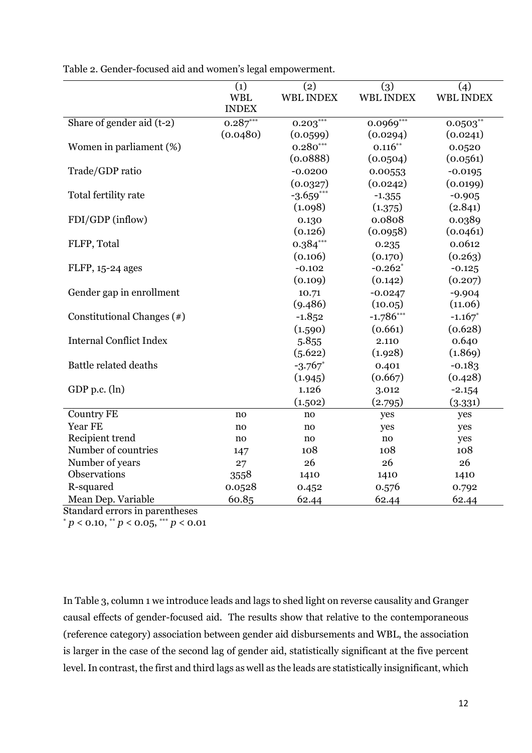Table 2. Gender-focused aid and women's legal empowerment.

| | (1) WBL INDEX | (2) WBL INDEX | (3) WBL INDEX | (4) WBL INDEX |
|---|---|---|---|---|
| Share of gender aid (t-2) | 0.287*** | 0.203*** | 0.0969*** | 0.0503** |
| | (0.0480) | (0.0599) | (0.0294) | (0.0241) |
| Women in parliament (%) | | 0.280*** | 0.116** | 0.0520 |
| | | (0.0888) | (0.0504) | (0.0561) |
| Trade/GDP ratio | | -0.0200 | 0.00553 | -0.0195 |
| | | (0.0327) | (0.0242) | (0.0199) |
| Total fertility rate | | -3.659*** | -1.355 | -0.905 |
| | | (1.098) | (1.375) | (2.841) |
| FDI/GDP (inflow) | | 0.130 | 0.0808 | 0.0389 |
| | | (0.126) | (0.0958) | (0.0461) |
| FLFP, Total | | 0.384*** | 0.235 | 0.0612 |
| | | (0.106) | (0.170) | (0.263) |
| FLFP, 15-24 ages | | -0.102 | -0.262* | -0.125 |
| | | (0.109) | (0.142) | (0.207) |
| Gender gap in enrollment | | 10.71 | -0.0247 | -9.904 |
| | | (9.486) | (10.05) | (11.06) |
| Constitutional Changes (#) | | -1.852 | -1.786*** | -1.167* |
| | | (1.590) | (0.661) | (0.628) |
| Internal Conflict Index | | 5.855 | 2.110 | 0.640 |
| | | (5.622) | (1.928) | (1.869) |
| Battle related deaths | | -3.767* | 0.401 | -0.183 |
| | | (1.945) | (0.667) | (0.428) |
| GDP p.c. (ln) | | 1.126 | 3.012 | -2.154 |
| | | (1.502) | (2.795) | (3.331) |
| Country FE | no | no | yes | yes |
| Year FE | no | no | yes | yes |
| Recipient trend | no | no | no | yes |
| Number of countries | 147 | 108 | 108 | 108 |
| Number of years | 27 | 26 | 26 | 26 |
| Observations | 3558 | 1410 | 1410 | 1410 |
| R-squared | 0.0528 | 0.452 | 0.576 | 0.792 |
| Mean Dep. Variable | 60.85 | 62.44 | 62.44 | 62.44 |

Standard errors in parentheses
* $p < 0.10$, ** $p < 0.05$, *** $p < 0.01$

In Table 3, column 1 we introduce leads and lags to shed light on reverse causality and Granger causal effects of gender-focused aid. The results show that relative to the contemporaneous (reference category) association between gender aid disbursements and WBL, the association is larger in the case of the second lag of gender aid, statistically significant at the five percent level. In contrast, the first and third lags as well as the leads are statistically insignificant, which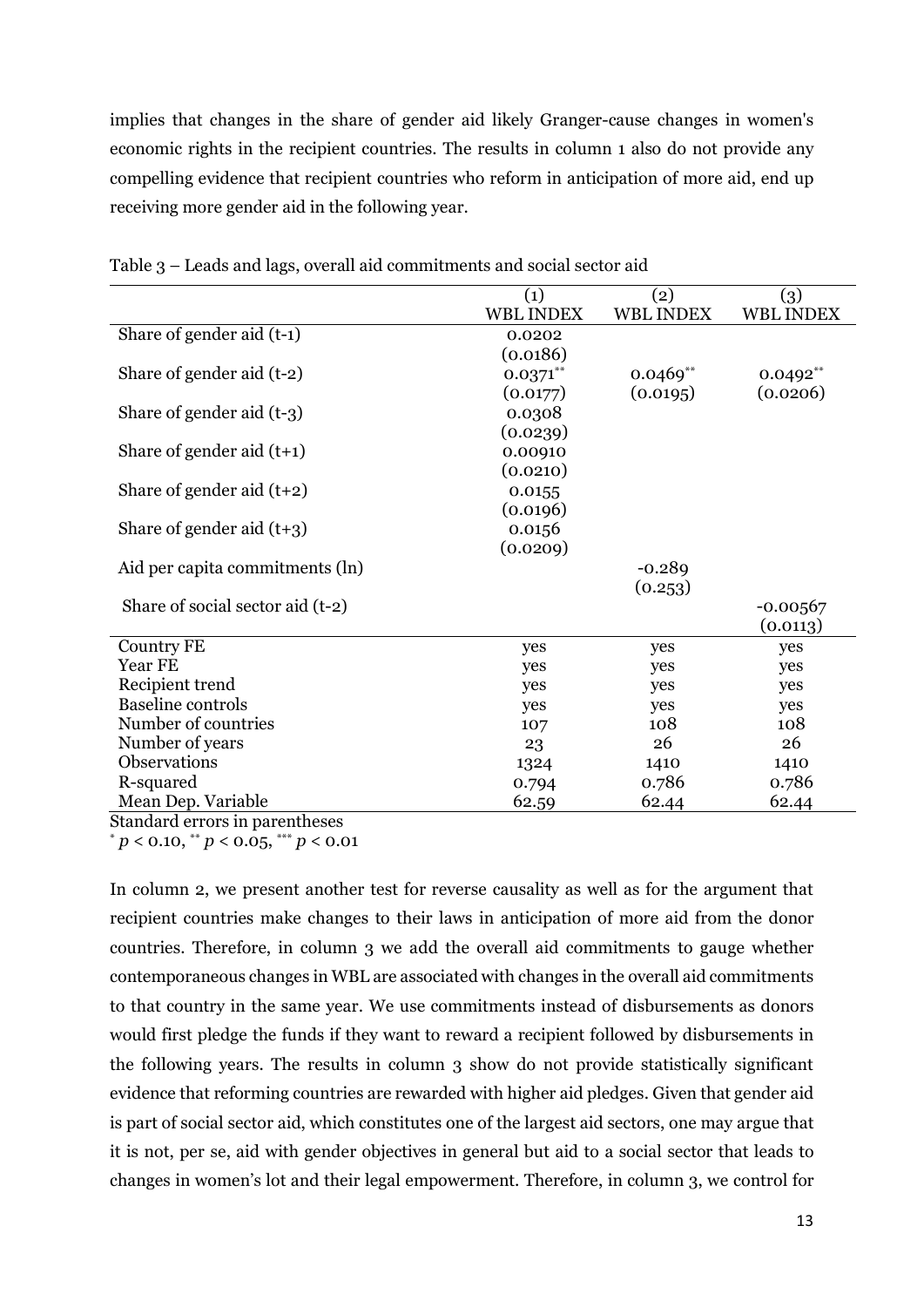implies that changes in the share of gender aid likely Granger-cause changes in women's economic rights in the recipient countries. The results in column 1 also do not provide any compelling evidence that recipient countries who reform in anticipation of more aid, end up receiving more gender aid in the following year.

Table 3 – Leads and lags, overall aid commitments and social sector aid

| | (1) WBL INDEX | (2) WBL INDEX | (3) WBL INDEX |
|---|---|---|---|
| Share of gender aid (t-1) | 0.0202 | | |
| | (0.0186) | | |
| Share of gender aid (t-2) | 0.0371** | 0.0469** | 0.0492** |
| | (0.0177) | (0.0195) | (0.0206) |
| Share of gender aid (t-3) | 0.0308 | | |
| | (0.0239) | | |
| Share of gender aid (t+1) | 0.00910 | | |
| | (0.0210) | | |
| Share of gender aid (t+2) | 0.0155 | | |
| | (0.0196) | | |
| Share of gender aid (t+3) | 0.0156 | | |
| | (0.0209) | | |
| Aid per capita commitments (ln) | | -0.289 | |
| | | (0.253) | |
| Share of social sector aid (t-2) | | | -0.00567 |
| | | | (0.0113) |
| Country FE | yes | yes | yes |
| Year FE | yes | yes | yes |
| Recipient trend | yes | yes | yes |
| Baseline controls | yes | yes | yes |
| Number of countries | 107 | 108 | 108 |
| Number of years | 23 | 26 | 26 |
| Observations | 1324 | 1410 | 1410 |
| R-squared | 0.794 | 0.786 | 0.786 |
| Mean Dep. Variable | 62.59 | 62.44 | 62.44 |

Standard errors in parentheses
* $p < 0.10$, ** $p < 0.05$, *** $p < 0.01$

In column 2, we present another test for reverse causality as well as for the argument that recipient countries make changes to their laws in anticipation of more aid from the donor countries. Therefore, in column 3 we add the overall aid commitments to gauge whether contemporaneous changes in WBL are associated with changes in the overall aid commitments to that country in the same year. We use commitments instead of disbursements as donors would first pledge the funds if they want to reward a recipient followed by disbursements in the following years. The results in column 3 show do not provide statistically significant evidence that reforming countries are rewarded with higher aid pledges. Given that gender aid is part of social sector aid, which constitutes one of the largest aid sectors, one may argue that it is not, per se, aid with gender objectives in general but aid to a social sector that leads to changes in women's lot and their legal empowerment. Therefore, in column 3, we control for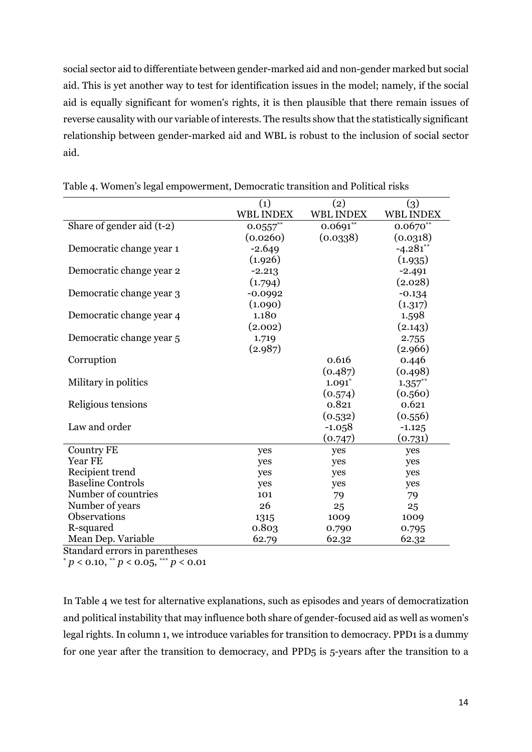social sector aid to differentiate between gender-marked aid and non-gender marked but social aid. This is yet another way to test for identification issues in the model; namely, if the social aid is equally significant for women's rights, it is then plausible that there remain issues of reverse causality with our variable of interests. The results show that the statistically significant relationship between gender-marked aid and WBL is robust to the inclusion of social sector aid.

Table 4. Women's legal empowerment, Democratic transition and Political risks

| | (1) WBL INDEX | (2) WBL INDEX | (3) WBL INDEX |
|---|---|---|---|
| Share of gender aid (t-2) | $0.0557^{**}$ | $0.0691^{**}$ | $0.0670^{**}$ |
| | (0.0260) | (0.0338) | (0.0318) |
| Democratic change year 1 | -2.649 | | $-4.281^{**}$ |
| | (1.926) | | (1.935) |
| Democratic change year 2 | -2.213 | | -2.491 |
| | (1.794) | | (2.028) |
| Democratic change year 3 | -0.0992 | | -0.134 |
| | (1.090) | | (1.317) |
| Democratic change year 4 | 1.180 | | 1.598 |
| | (2.002) | | (2.143) |
| Democratic change year 5 | 1.719 | | 2.755 |
| | (2.987) | | (2.966) |
| Corruption | | 0.616 | 0.446 |
| | | (0.487) | (0.498) |
| Military in politics | | $1.091^{*}$ | $1.357^{**}$ |
| | | (0.574) | (0.560) |
| Religious tensions | | 0.821 | 0.621 |
| | | (0.532) | (0.556) |
| Law and order | | -1.058 | -1.125 |
| | | (0.747) | (0.731) |
| Country FE | yes | yes | yes |
| Year FE | yes | yes | yes |
| Recipient trend | yes | yes | yes |
| Baseline Controls | yes | yes | yes |
| Number of countries | 101 | 79 | 79 |
| Number of years | 26 | 25 | 25 |
| Observations | 1315 | 1009 | 1009 |
| R-squared | 0.803 | 0.790 | 0.795 |
| Mean Dep. Variable | 62.79 | 62.32 | 62.32 |

Standard errors in parentheses

$^{*}$ $p < 0.10$, $^{**}$ $p < 0.05$, $^{***}$ $p < 0.01$

In Table 4 we test for alternative explanations, such as episodes and years of democratization and political instability that may influence both share of gender-focused aid as well as women's legal rights. In column 1, we introduce variables for transition to democracy. PPD1 is a dummy for one year after the transition to democracy, and PPD5 is 5-years after the transition to a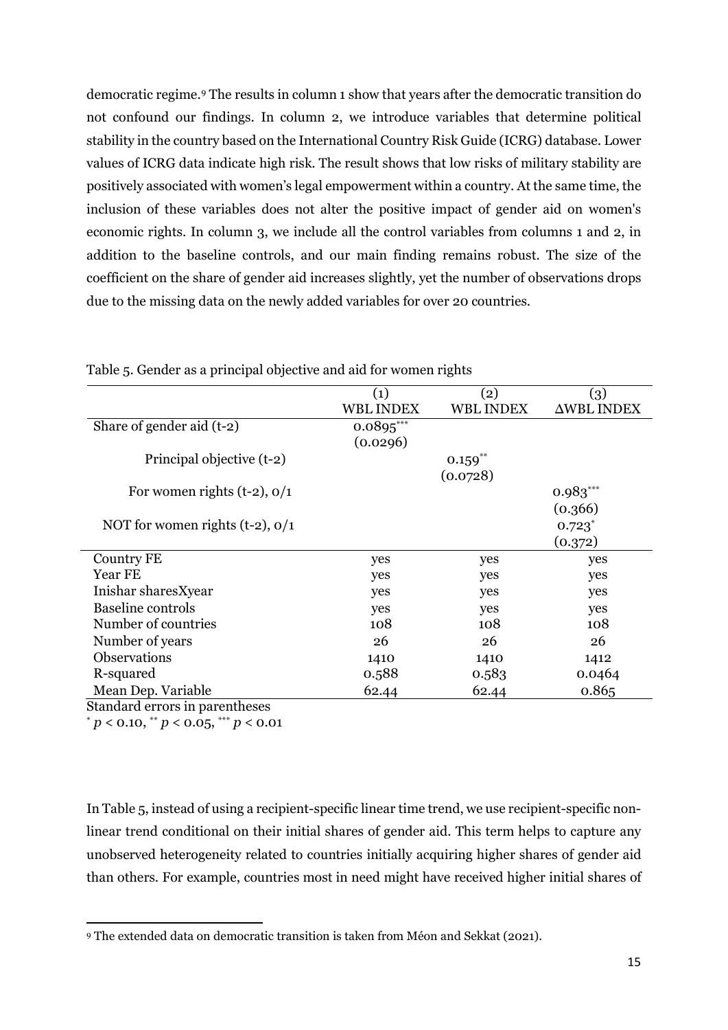democratic regime.[9] The results in column 1 show that years after the democratic transition do not confound our findings. In column 2, we introduce variables that determine political stability in the country based on the International Country Risk Guide (ICRG) database. Lower values of ICRG data indicate high risk. The result shows that low risks of military stability are positively associated with women's legal empowerment within a country. At the same time, the inclusion of these variables does not alter the positive impact of gender aid on women's economic rights. In column 3, we include all the control variables from columns 1 and 2, in addition to the baseline controls, and our main finding remains robust. The size of the coefficient on the share of gender aid increases slightly, yet the number of observations drops due to the missing data on the newly added variables for over 20 countries.

Table 5. Gender as a principal objective and aid for women rights

| | (1) | (2) | (3) |
|---|---|---|---|
| | WBL INDEX | WBL INDEX | ΔWBL INDEX |
| Share of gender aid (t-2) | $0.0895^{***}$ | | |
| | (0.0296) | | |
| Principal objective (t-2) | | $0.159^{**}$ | |
| | | (0.0728) | |
| For women rights (t-2), 0/1 | | | $0.983^{***}$ |
| | | | (0.366) |
| NOT for women rights (t-2), 0/1 | | | $0.723^{*}$ |
| | | | (0.372) |
| Country FE | yes | yes | yes |
| Year FE | yes | yes | yes |
| Inishar sharesXyear | yes | yes | yes |
| Baseline controls | yes | yes | yes |
| Number of countries | 108 | 108 | 108 |
| Number of years | 26 | 26 | 26 |
| Observations | 1410 | 1410 | 1412 |
| R-squared | 0.588 | 0.583 | 0.0464 |
| Mean Dep. Variable | 62.44 | 62.44 | 0.865 |

Standard errors in parentheses
$^{*}$ $p < 0.10$, $^{**}$ $p < 0.05$, $^{***}$ $p < 0.01$

In Table 5, instead of using a recipient-specific linear time trend, we use recipient-specific non-linear trend conditional on their initial shares of gender aid. This term helps to capture any unobserved heterogeneity related to countries initially acquiring higher shares of gender aid than others. For example, countries most in need might have received higher initial shares of

[9] The extended data on democratic transition is taken from Méon and Sekkat (2021).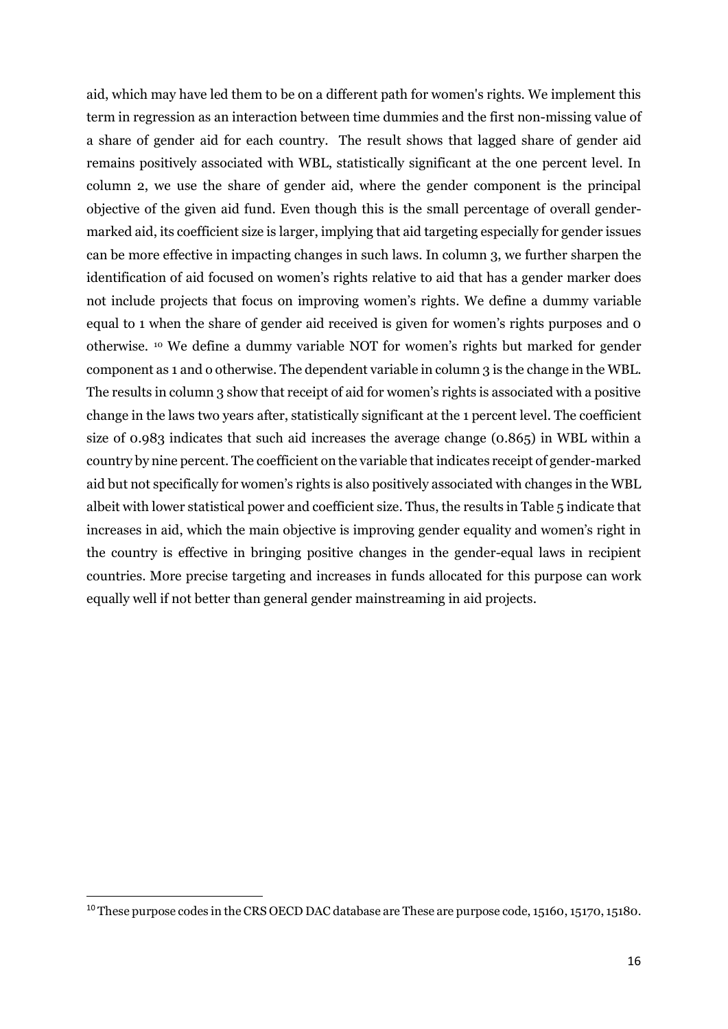aid, which may have led them to be on a different path for women's rights. We implement this term in regression as an interaction between time dummies and the first non-missing value of a share of gender aid for each country. The result shows that lagged share of gender aid remains positively associated with WBL, statistically significant at the one percent level. In column 2, we use the share of gender aid, where the gender component is the principal objective of the given aid fund. Even though this is the small percentage of overall gender-marked aid, its coefficient size is larger, implying that aid targeting especially for gender issues can be more effective in impacting changes in such laws. In column 3, we further sharpen the identification of aid focused on women's rights relative to aid that has a gender marker does not include projects that focus on improving women's rights. We define a dummy variable equal to 1 when the share of gender aid received is given for women's rights purposes and 0 otherwise. [10] We define a dummy variable NOT for women's rights but marked for gender component as 1 and 0 otherwise. The dependent variable in column 3 is the change in the WBL. The results in column 3 show that receipt of aid for women's rights is associated with a positive change in the laws two years after, statistically significant at the 1 percent level. The coefficient size of 0.983 indicates that such aid increases the average change (0.865) in WBL within a country by nine percent. The coefficient on the variable that indicates receipt of gender-marked aid but not specifically for women's rights is also positively associated with changes in the WBL albeit with lower statistical power and coefficient size. Thus, the results in Table 5 indicate that increases in aid, which the main objective is improving gender equality and women's right in the country is effective in bringing positive changes in the gender-equal laws in recipient countries. More precise targeting and increases in funds allocated for this purpose can work equally well if not better than general gender mainstreaming in aid projects.

[10] These purpose codes in the CRS OECD DAC database are These are purpose code, 15160, 15170, 15180.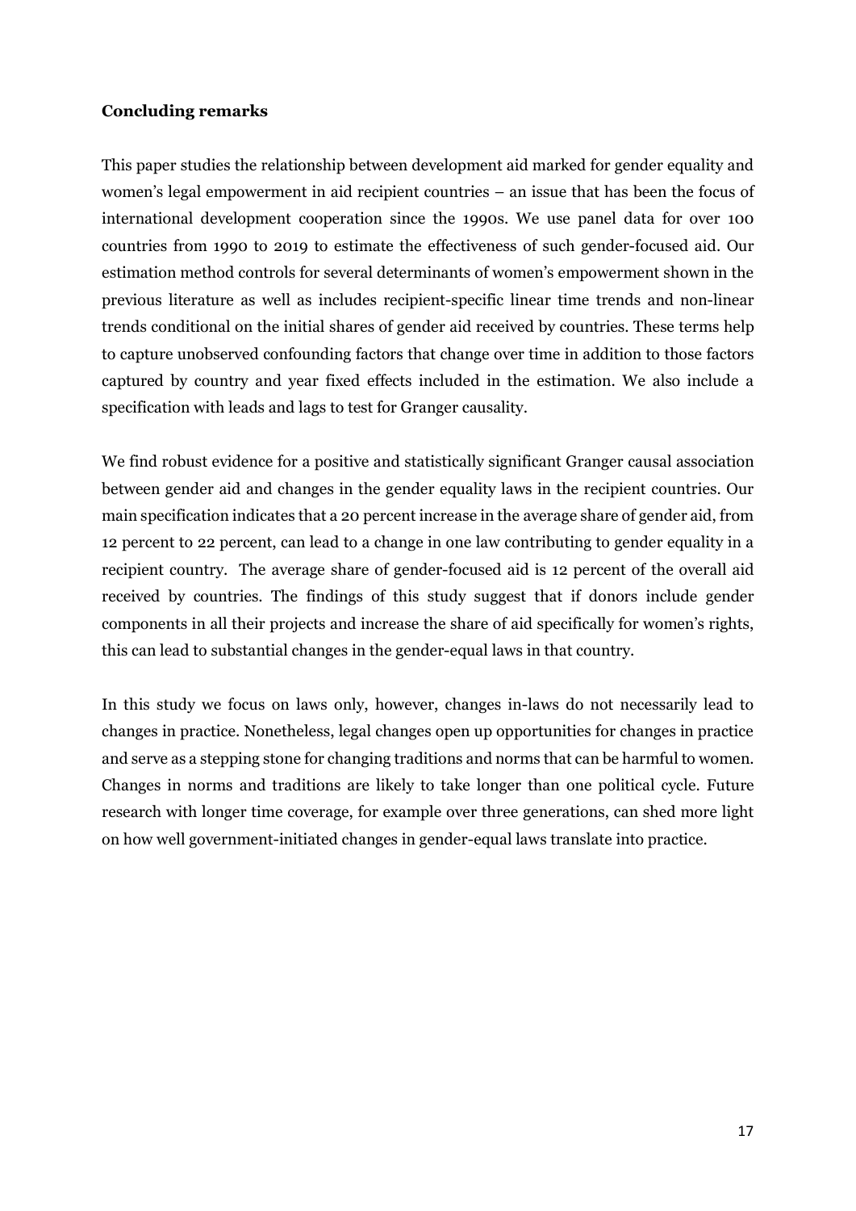**Concluding remarks**

This paper studies the relationship between development aid marked for gender equality and women's legal empowerment in aid recipient countries – an issue that has been the focus of international development cooperation since the 1990s. We use panel data for over 100 countries from 1990 to 2019 to estimate the effectiveness of such gender-focused aid. Our estimation method controls for several determinants of women's empowerment shown in the previous literature as well as includes recipient-specific linear time trends and non-linear trends conditional on the initial shares of gender aid received by countries. These terms help to capture unobserved confounding factors that change over time in addition to those factors captured by country and year fixed effects included in the estimation. We also include a specification with leads and lags to test for Granger causality.

We find robust evidence for a positive and statistically significant Granger causal association between gender aid and changes in the gender equality laws in the recipient countries. Our main specification indicates that a 20 percent increase in the average share of gender aid, from 12 percent to 22 percent, can lead to a change in one law contributing to gender equality in a recipient country. The average share of gender-focused aid is 12 percent of the overall aid received by countries. The findings of this study suggest that if donors include gender components in all their projects and increase the share of aid specifically for women's rights, this can lead to substantial changes in the gender-equal laws in that country.

In this study we focus on laws only, however, changes in-laws do not necessarily lead to changes in practice. Nonetheless, legal changes open up opportunities for changes in practice and serve as a stepping stone for changing traditions and norms that can be harmful to women. Changes in norms and traditions are likely to take longer than one political cycle. Future research with longer time coverage, for example over three generations, can shed more light on how well government-initiated changes in gender-equal laws translate into practice.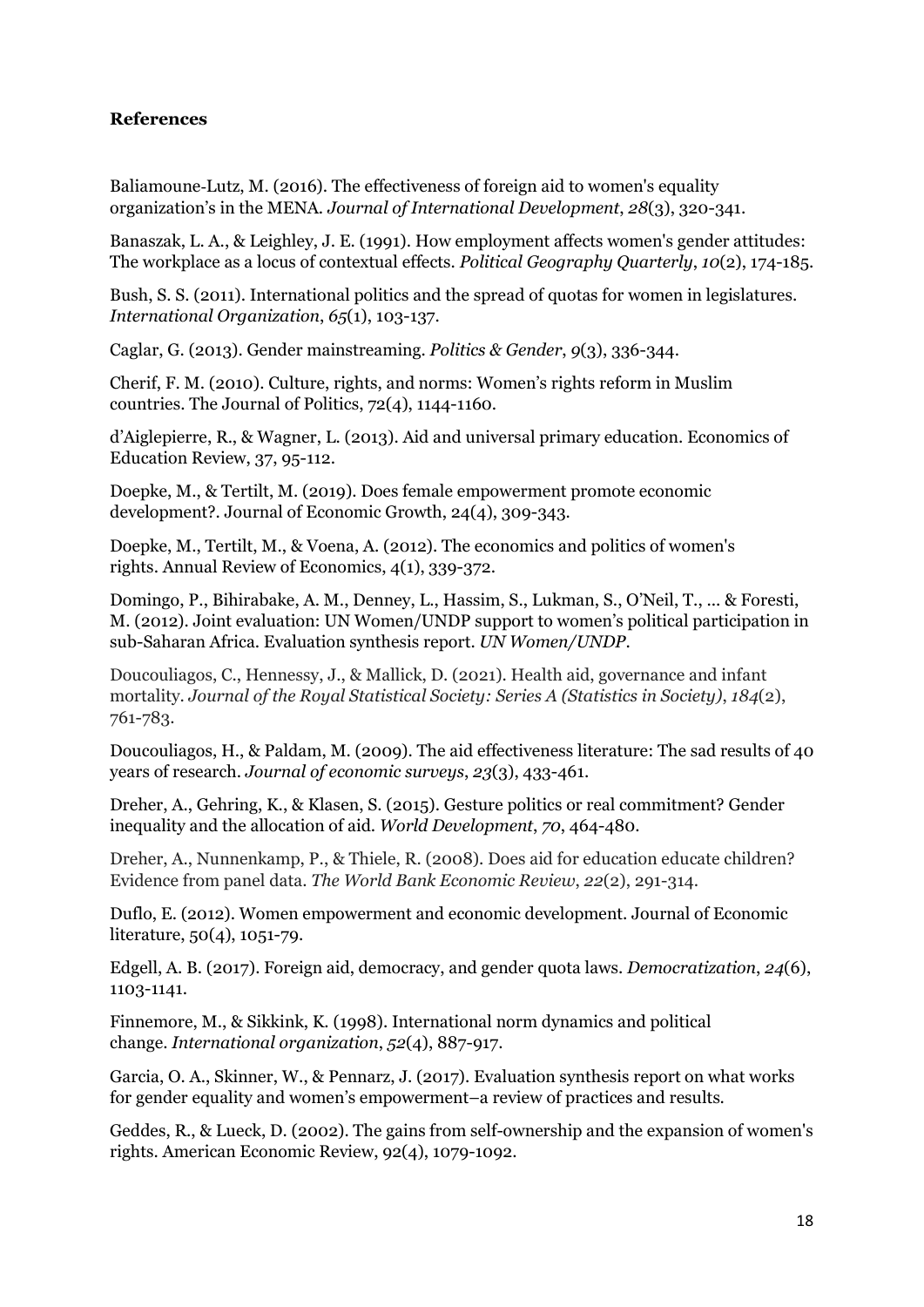**References**

Baliamoune-Lutz, M. (2016). The effectiveness of foreign aid to women's equality organization's in the MENA. *Journal of International Development*, *28*(3), 320-341.

Banaszak, L. A., & Leighley, J. E. (1991). How employment affects women's gender attitudes: The workplace as a locus of contextual effects. *Political Geography Quarterly*, *10*(2), 174-185.

Bush, S. S. (2011). International politics and the spread of quotas for women in legislatures. *International Organization*, *65*(1), 103-137.

Caglar, G. (2013). Gender mainstreaming. *Politics & Gender*, *9*(3), 336-344.

Cherif, F. M. (2010). Culture, rights, and norms: Women's rights reform in Muslim countries. The Journal of Politics, 72(4), 1144-1160.

d'Aiglepierre, R., & Wagner, L. (2013). Aid and universal primary education. Economics of Education Review, 37, 95-112.

Doepke, M., & Tertilt, M. (2019). Does female empowerment promote economic development?. Journal of Economic Growth, 24(4), 309-343.

Doepke, M., Tertilt, M., & Voena, A. (2012). The economics and politics of women's rights. Annual Review of Economics, 4(1), 339-372.

Domingo, P., Bihirabake, A. M., Denney, L., Hassim, S., Lukman, S., O'Neil, T., ... & Foresti, M. (2012). Joint evaluation: UN Women/UNDP support to women's political participation in sub-Saharan Africa. Evaluation synthesis report. *UN Women/UNDP*.

Doucouliagos, C., Hennessy, J., & Mallick, D. (2021). Health aid, governance and infant mortality. *Journal of the Royal Statistical Society: Series A (Statistics in Society)*, *184*(2), 761-783.

Doucouliagos, H., & Paldam, M. (2009). The aid effectiveness literature: The sad results of 40 years of research. *Journal of economic surveys*, *23*(3), 433-461.

Dreher, A., Gehring, K., & Klasen, S. (2015). Gesture politics or real commitment? Gender inequality and the allocation of aid. *World Development*, *70*, 464-480.

Dreher, A., Nunnenkamp, P., & Thiele, R. (2008). Does aid for education educate children? Evidence from panel data. *The World Bank Economic Review*, *22*(2), 291-314.

Duflo, E. (2012). Women empowerment and economic development. Journal of Economic literature, 50(4), 1051-79.

Edgell, A. B. (2017). Foreign aid, democracy, and gender quota laws. *Democratization*, *24*(6), 1103-1141.

Finnemore, M., & Sikkink, K. (1998). International norm dynamics and political change. *International organization*, *52*(4), 887-917.

Garcia, O. A., Skinner, W., & Pennarz, J. (2017). Evaluation synthesis report on what works for gender equality and women's empowerment–a review of practices and results.

Geddes, R., & Lueck, D. (2002). The gains from self-ownership and the expansion of women's rights. American Economic Review, 92(4), 1079-1092.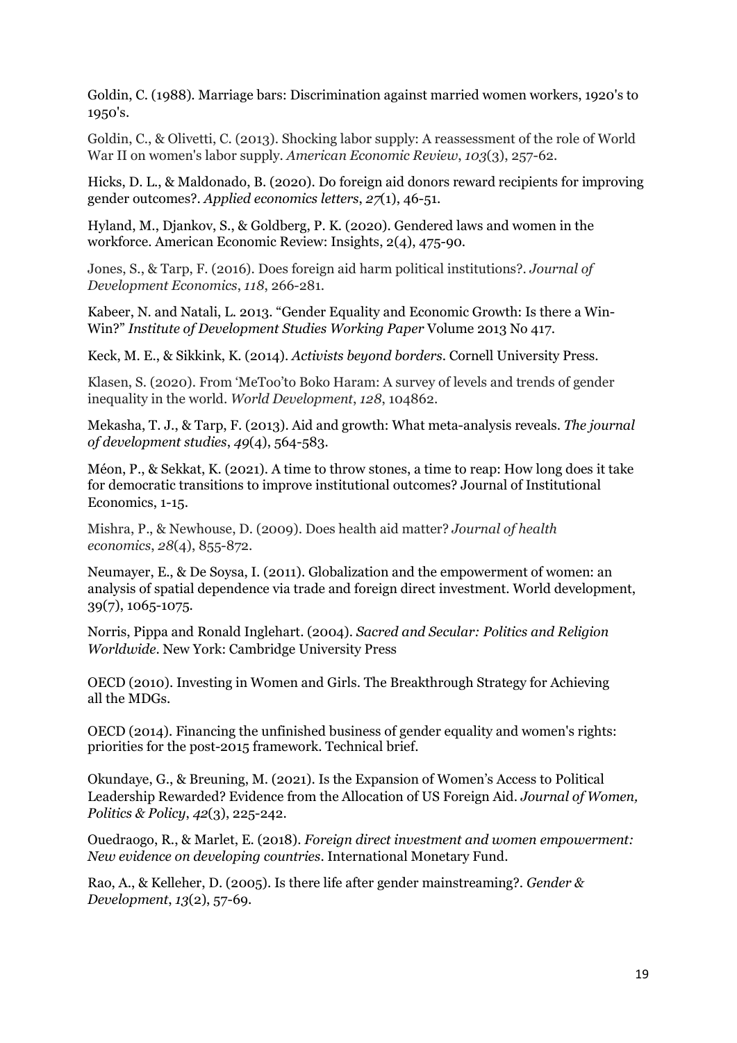Goldin, C. (1988). Marriage bars: Discrimination against married women workers, 1920's to 1950's.

Goldin, C., & Olivetti, C. (2013). Shocking labor supply: A reassessment of the role of World War II on women's labor supply. *American Economic Review*, *103*(3), 257-62.

Hicks, D. L., & Maldonado, B. (2020). Do foreign aid donors reward recipients for improving gender outcomes?. *Applied economics letters*, *27*(1), 46-51.

Hyland, M., Djankov, S., & Goldberg, P. K. (2020). Gendered laws and women in the workforce. American Economic Review: Insights, 2(4), 475-90.

Jones, S., & Tarp, F. (2016). Does foreign aid harm political institutions?. *Journal of Development Economics*, *118*, 266-281.

Kabeer, N. and Natali, L. 2013. "Gender Equality and Economic Growth: Is there a Win-Win?" *Institute of Development Studies Working Paper* Volume 2013 No 417.

Keck, M. E., & Sikkink, K. (2014). *Activists beyond borders*. Cornell University Press.

Klasen, S. (2020). From 'MeToo'to Boko Haram: A survey of levels and trends of gender inequality in the world. *World Development*, *128*, 104862.

Mekasha, T. J., & Tarp, F. (2013). Aid and growth: What meta-analysis reveals. *The journal of development studies*, *49*(4), 564-583.

Méon, P., & Sekkat, K. (2021). A time to throw stones, a time to reap: How long does it take for democratic transitions to improve institutional outcomes? Journal of Institutional Economics, 1-15.

Mishra, P., & Newhouse, D. (2009). Does health aid matter? *Journal of health economics*, *28*(4), 855-872.

Neumayer, E., & De Soysa, I. (2011). Globalization and the empowerment of women: an analysis of spatial dependence via trade and foreign direct investment. World development, 39(7), 1065-1075.

Norris, Pippa and Ronald Inglehart. (2004). *Sacred and Secular: Politics and Religion Worldwide*. New York: Cambridge University Press

OECD (2010). Investing in Women and Girls. The Breakthrough Strategy for Achieving all the MDGs.

OECD (2014). Financing the unfinished business of gender equality and women's rights: priorities for the post-2015 framework. Technical brief.

Okundaye, G., & Breuning, M. (2021). Is the Expansion of Women's Access to Political Leadership Rewarded? Evidence from the Allocation of US Foreign Aid. *Journal of Women, Politics & Policy*, *42*(3), 225-242.

Ouedraogo, R., & Marlet, E. (2018). *Foreign direct investment and women empowerment: New evidence on developing countries*. International Monetary Fund.

Rao, A., & Kelleher, D. (2005). Is there life after gender mainstreaming?. *Gender & Development*, *13*(2), 57-69.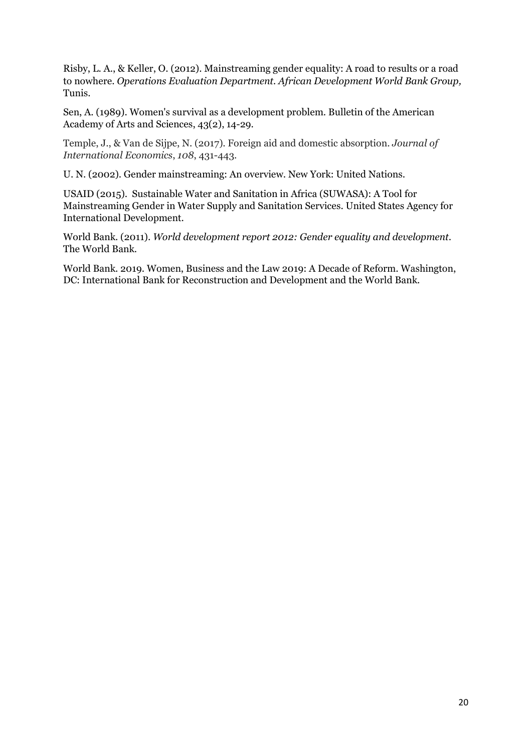Risby, L. A., & Keller, O. (2012). Mainstreaming gender equality: A road to results or a road to nowhere. *Operations Evaluation Department. African Development World Bank Group,* Tunis.

Sen, A. (1989). Women's survival as a development problem. Bulletin of the American Academy of Arts and Sciences, 43(2), 14-29.

Temple, J., & Van de Sijpe, N. (2017). Foreign aid and domestic absorption. *Journal of International Economics*, *108*, 431-443.

U. N. (2002). Gender mainstreaming: An overview. New York: United Nations.

USAID (2015). Sustainable Water and Sanitation in Africa (SUWASA): A Tool for Mainstreaming Gender in Water Supply and Sanitation Services. United States Agency for International Development.

World Bank. (2011). *World development report 2012: Gender equality and development*. The World Bank.

World Bank. 2019. Women, Business and the Law 2019: A Decade of Reform. Washington, DC: International Bank for Reconstruction and Development and the World Bank.